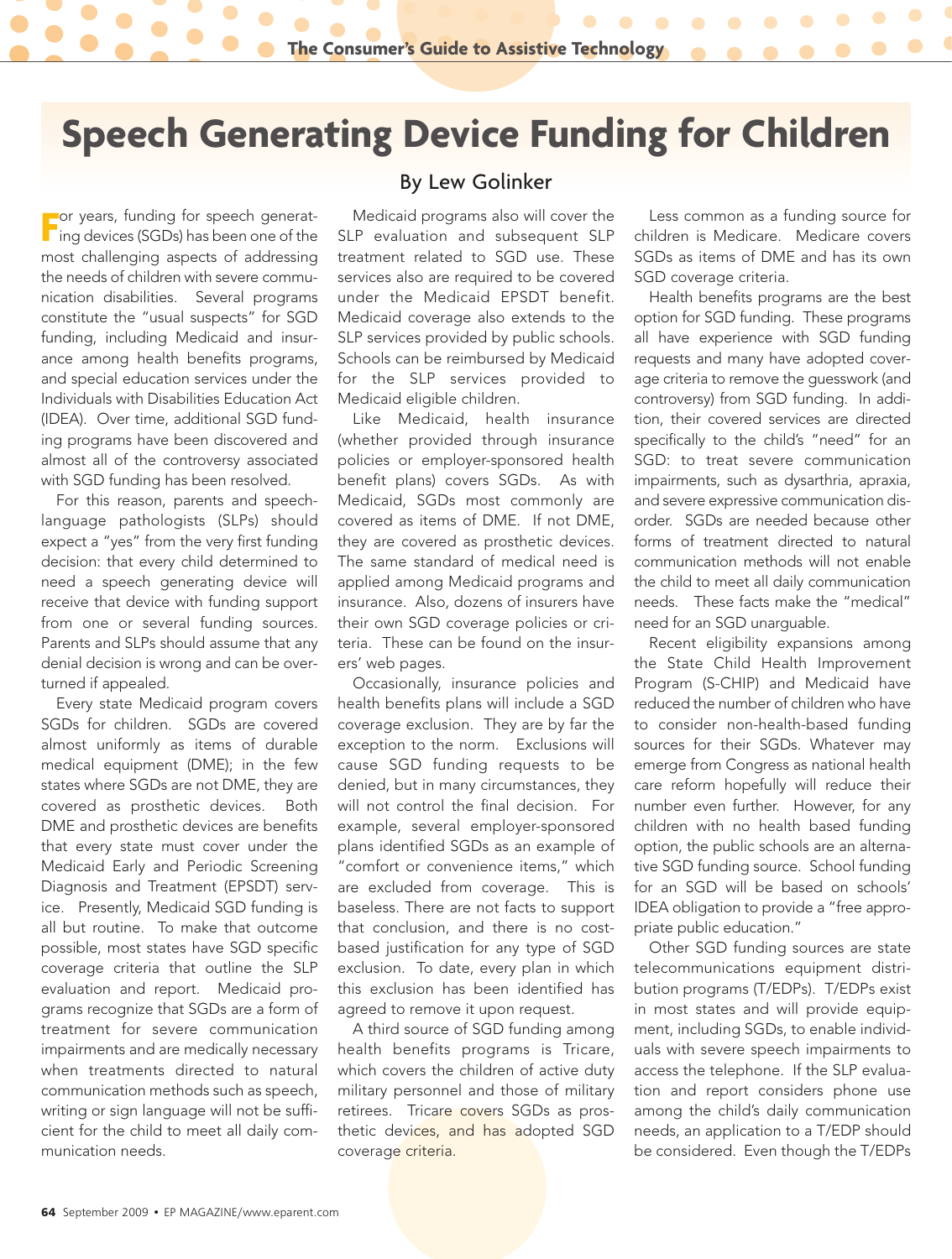// Speech Generating Device Funding for Children

# Speech Generating Device Funding for Children

By Lew Golinker

For years, funding for speech generating devices (SGDs) has been one of the most challenging aspects of addressing the needs of children with severe communication disabilities. Several programs constitute the "usual suspects" for SGD funding, including Medicaid and insurance among health benefits programs, and special education services under the Individuals with Disabilities Education Act (IDEA). Over time, additional SGD funding programs have been discovered and almost all of the controversy associated with SGD funding has been resolved.

For this reason, parents and speech-language pathologists (SLPs) should expect a "yes" from the very first funding decision: that every child determined to need a speech generating device will receive that device with funding support from one or several funding sources. Parents and SLPs should assume that any denial decision is wrong and can be overturned if appealed.

Every state Medicaid program covers SGDs for children. SGDs are covered almost uniformly as items of durable medical equipment (DME); in the few states where SGDs are not DME, they are covered as prosthetic devices. Both DME and prosthetic devices are benefits that every state must cover under the Medicaid Early and Periodic Screening Diagnosis and Treatment (EPSDT) service. Presently, Medicaid SGD funding is all but routine. To make that outcome possible, most states have SGD specific coverage criteria that outline the SLP evaluation and report. Medicaid programs recognize that SGDs are a form of treatment for severe communication impairments and are medically necessary when treatments directed to natural communication methods such as speech, writing or sign language will not be sufficient for the child to meet all daily communication needs.

Medicaid programs also will cover the SLP evaluation and subsequent SLP treatment related to SGD use. These services also are required to be covered under the Medicaid EPSDT benefit. Medicaid coverage also extends to the SLP services provided by public schools. Schools can be reimbursed by Medicaid for the SLP services provided to Medicaid eligible children.

Like Medicaid, health insurance (whether provided through insurance policies or employer-sponsored health benefit plans) covers SGDs. As with Medicaid, SGDs most commonly are covered as items of DME. If not DME, they are covered as prosthetic devices. The same standard of medical need is applied among Medicaid programs and insurance. Also, dozens of insurers have their own SGD coverage policies or criteria. These can be found on the insurers' web pages.

Occasionally, insurance policies and health benefits plans will include a SGD coverage exclusion. They are by far the exception to the norm. Exclusions will cause SGD funding requests to be denied, but in many circumstances, they will not control the final decision. For example, several employer-sponsored plans identified SGDs as an example of "comfort or convenience items," which are excluded from coverage. This is baseless. There are not facts to support that conclusion, and there is no cost-based justification for any type of SGD exclusion. To date, every plan in which this exclusion has been identified has agreed to remove it upon request.

A third source of SGD funding among health benefits programs is Tricare, which covers the children of active duty military personnel and those of military retirees. Tricare covers SGDs as prosthetic devices, and has adopted SGD coverage criteria.

Less common as a funding source for children is Medicare. Medicare covers SGDs as items of DME and has its own SGD coverage criteria.

Health benefits programs are the best option for SGD funding. These programs all have experience with SGD funding requests and many have adopted coverage criteria to remove the guesswork (and controversy) from SGD funding. In addition, their covered services are directed specifically to the child's "need" for an SGD: to treat severe communication impairments, such as dysarthria, apraxia, and severe expressive communication disorder. SGDs are needed because other forms of treatment directed to natural communication methods will not enable the child to meet all daily communication needs. These facts make the "medical" need for an SGD unarguable.

Recent eligibility expansions among the State Child Health Improvement Program (S-CHIP) and Medicaid have reduced the number of children who have to consider non-health-based funding sources for their SGDs. Whatever may emerge from Congress as national health care reform hopefully will reduce their number even further. However, for any children with no health based funding option, the public schools are an alternative SGD funding source. School funding for an SGD will be based on schools' IDEA obligation to provide a "free appropriate public education."

Other SGD funding sources are state telecommunications equipment distribution programs (T/EDPs). T/EDPs exist in most states and will provide equipment, including SGDs, to enable individuals with severe speech impairments to access the telephone. If the SLP evaluation and report considers phone use among the child's daily communication needs, an application to a T/EDP should be considered. Even though the T/EDPs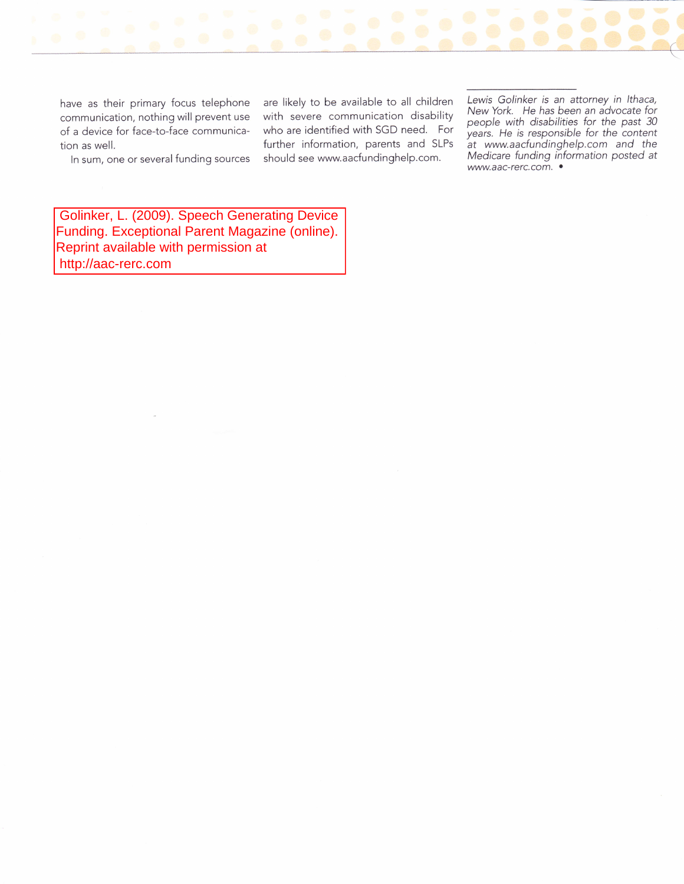have as their primary focus telephone communication, nothing will prevent use of a device for face-to-face communication as well.

In sum, one or several funding sources are likely to be available to all children with severe communication disability who are identified with SGD need. For further information, parents and SLPs should see www.aacfundinghelp.com.

---

*Lewis Golinker is an attorney in Ithaca, New York. He has been an advocate for people with disabilities for the past 30 years. He is responsible for the content at www.aacfundinghelp.com and the Medicare funding information posted at www.aac-rerc.com.* •

Golinker, L. (2009). Speech Generating Device Funding. Exceptional Parent Magazine (online). Reprint available with permission at http://aac-rerc.com